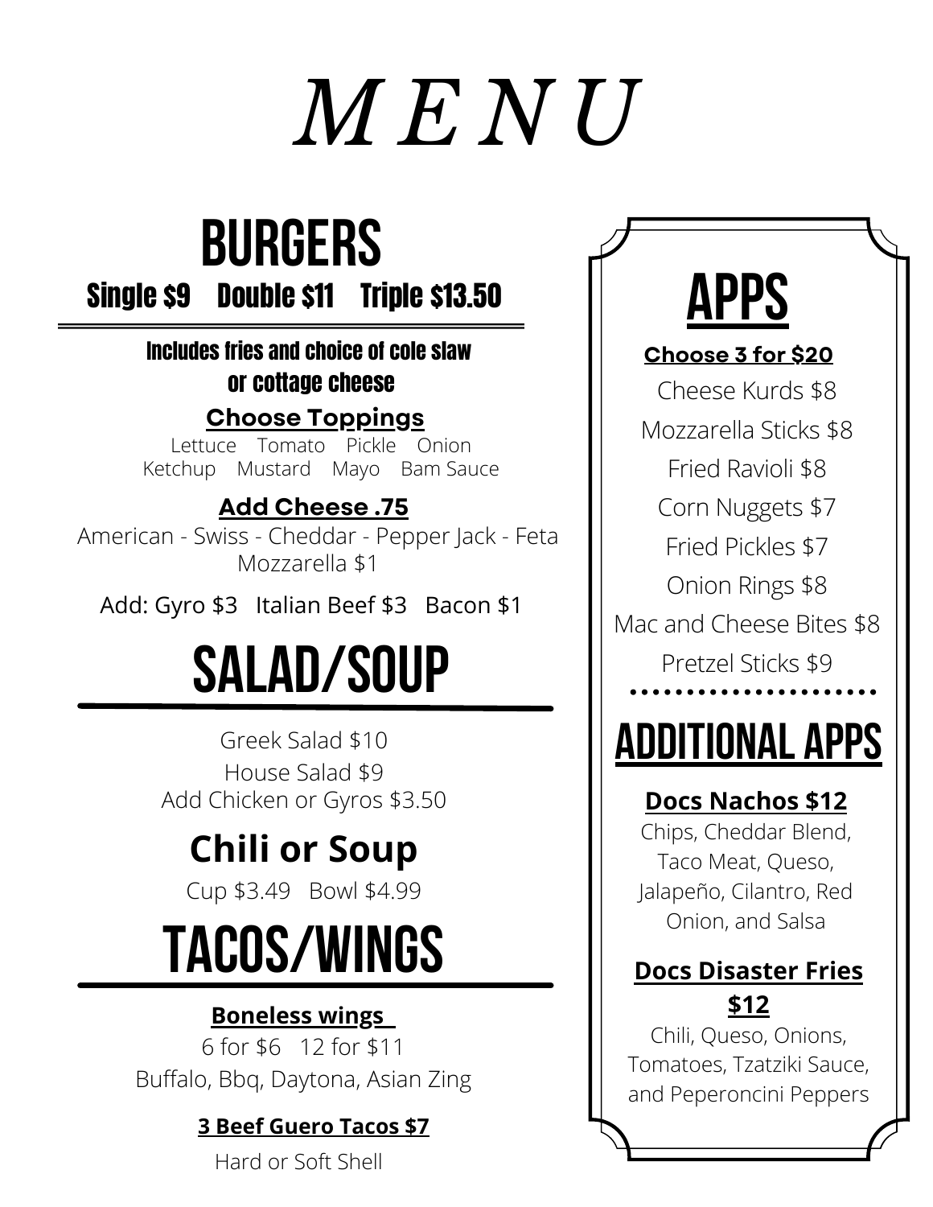# MENU

## BURGERS

Single $9    Double $11    Triple $13.50

Includes fries and choice of cole slaw or cottage cheese

**Choose Toppings**

Lettuce    Tomato    Pickle    Onion
Ketchup    Mustard    Mayo    Bam Sauce

**Add Cheese .75**

American - Swiss - Cheddar - Pepper Jack - Feta
Mozzarella $1

Add: Gyro $3   Italian Beef $3   Bacon $1

## SALAD/SOUP

Greek Salad $10
House Salad $9
Add Chicken or Gyros $3.50

### Chili or Soup

Cup $3.49   Bowl $4.99

## TACOS/WINGS

**Boneless wings**

6 for $6   12 for $11
Buffalo, Bbq, Daytona, Asian Zing

**3 Beef Guero Tacos $7**

Hard or Soft Shell

## APPS

**Choose 3 for $20**

Cheese Kurds $8
Mozzarella Sticks $8
Fried Ravioli $8
Corn Nuggets $7
Fried Pickles $7
Onion Rings $8
Mac and Cheese Bites $8
Pretzel Sticks $9

## ADDITIONAL APPS

**Docs Nachos $12**

Chips, Cheddar Blend, Taco Meat, Queso, Jalapeño, Cilantro, Red Onion, and Salsa

**Docs Disaster Fries $12**

Chili, Queso, Onions, Tomatoes, Tzatziki Sauce, and Peperoncini Peppers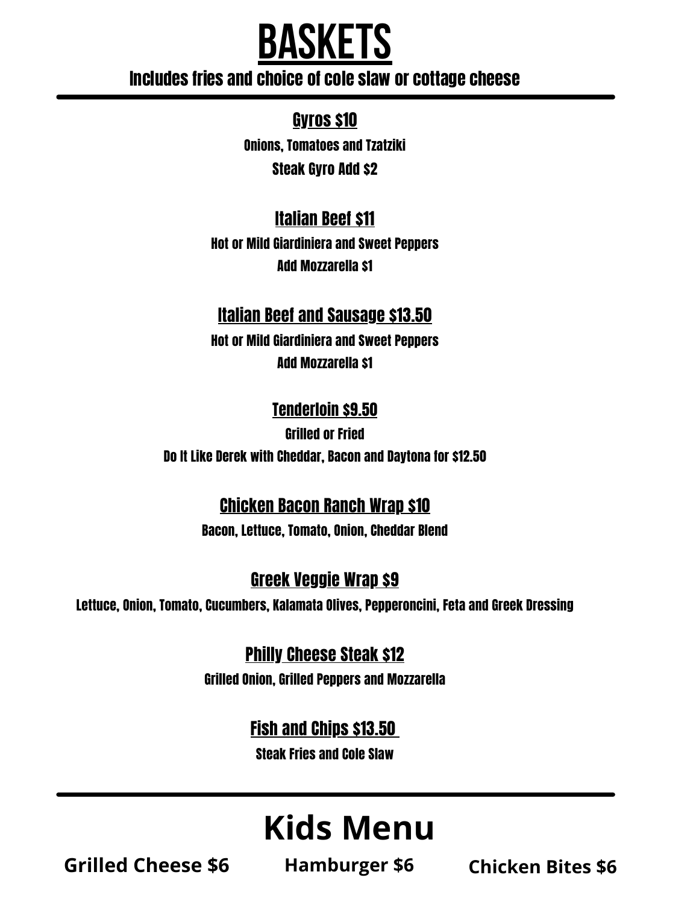# BASKETS

Includes fries and choice of cole slaw or cottage cheese

---

### Gyros $10

Onions, Tomatoes and Tzatziki

Steak Gyro Add $2

### Italian Beef $11

Hot or Mild Giardiniera and Sweet Peppers

Add Mozzarella $1

### Italian Beef and Sausage $13.50

Hot or Mild Giardiniera and Sweet Peppers

Add Mozzarella $1

### Tenderloin $9.50

Grilled or Fried

Do It Like Derek with Cheddar, Bacon and Daytona for $12.50

### Chicken Bacon Ranch Wrap $10

Bacon, Lettuce, Tomato, Onion, Cheddar Blend

### Greek Veggie Wrap $9

Lettuce, Onion, Tomato, Cucumbers, Kalamata Olives, Pepperoncini, Feta and Greek Dressing

### Philly Cheese Steak $12

Grilled Onion, Grilled Peppers and Mozzarella

### Fish and Chips $13.50

Steak Fries and Cole Slaw

---

# Kids Menu

**Grilled Cheese $6** **Hamburger $6** **Chicken Bites $6**